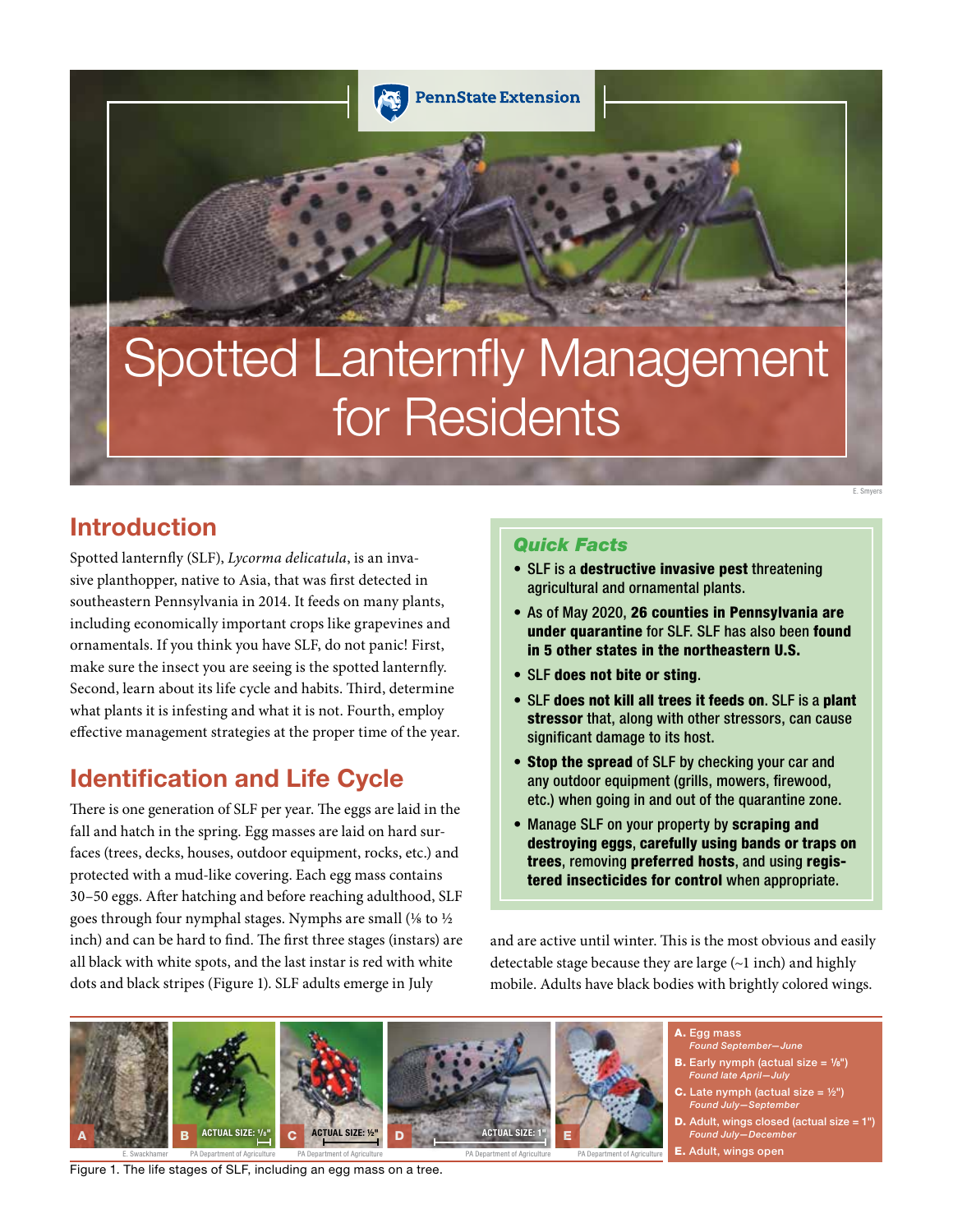PennState Extension

# Spotted Lanternfly Management for Residents

## Introduction

Spotted lanternfly (SLF), *Lycorma delicatula*, is an invasive planthopper, native to Asia, that was first detected in southeastern Pennsylvania in 2014. It feeds on many plants, including economically important crops like grapevines and ornamentals. If you think you have SLF, do not panic! First, make sure the insect you are seeing is the spotted lanternfly. Second, learn about its life cycle and habits. Third, determine what plants it is infesting and what it is not. Fourth, employ effective management strategies at the proper time of the year.

### *Quick Facts*

- SLF is a **destructive invasive pest** threatening agricultural and ornamental plants.
- As of May 2020, **26 counties in Pennsylvania are under quarantine** for SLF. SLF has also been **found in 5 other states in the northeastern U.S.**
- SLF **does not bite or sting**.
- SLF **does not kill all trees it feeds on**. SLF is a **plant stressor** that, along with other stressors, can cause significant damage to its host.
- **Stop the spread** of SLF by checking your car and any outdoor equipment (grills, mowers, firewood, etc.) when going in and out of the quarantine zone.
- Manage SLF on your property by **scraping and destroying eggs**, **carefully using bands or traps on trees**, removing **preferred hosts**, and using **registered insecticides for control** when appropriate.

## Identification and Life Cycle

There is one generation of SLF per year. The eggs are laid in the fall and hatch in the spring. Egg masses are laid on hard surfaces (trees, decks, houses, outdoor equipment, rocks, etc.) and protected with a mud-like covering. Each egg mass contains 30–50 eggs. After hatching and before reaching adulthood, SLF goes through four nymphal stages. Nymphs are small (⅛ to ½ inch) and can be hard to find. The first three stages (instars) are all black with white spots, and the last instar is red with white dots and black stripes (Figure 1). SLF adults emerge in July and are active until winter. This is the most obvious and easily detectable stage because they are large (~1 inch) and highly mobile. Adults have black bodies with brightly colored wings.

- **A.** Egg mass *Found September—June*
- **B.** Early nymph (actual size = ⅛") *Found late April—July*
- **C.** Late nymph (actual size = ½") *Found July—September*
- **D.** Adult, wings closed (actual size = 1") *Found July—December*
- **E.** Adult, wings open

Figure 1. The life stages of SLF, including an egg mass on a tree.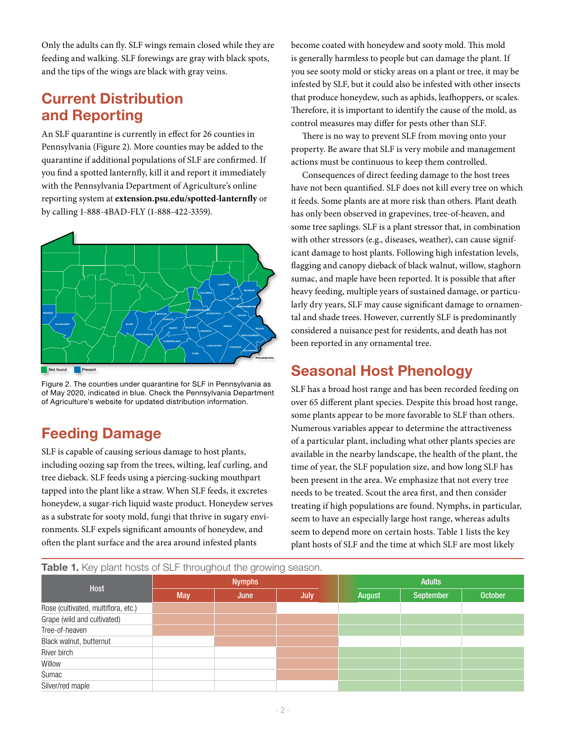Only the adults can fly. SLF wings remain closed while they are feeding and walking. SLF forewings are gray with black spots, and the tips of the wings are black with gray veins.

## Current Distribution and Reporting

An SLF quarantine is currently in effect for 26 counties in Pennsylvania (Figure 2). More counties may be added to the quarantine if additional populations of SLF are confirmed. If you find a spotted lanternfly, kill it and report it immediately with the Pennsylvania Department of Agriculture's online reporting system at **extension.psu.edu/spotted-lanternfly** or by calling 1-888-4BAD-FLY (1-888-422-3359).

Figure 2. The counties under quarantine for SLF in Pennsylvania as of May 2020, indicated in blue. Check the Pennsylvania Department of Agriculture's website for updated distribution information.

## Feeding Damage

SLF is capable of causing serious damage to host plants, including oozing sap from the trees, wilting, leaf curling, and tree dieback. SLF feeds using a piercing-sucking mouthpart tapped into the plant like a straw. When SLF feeds, it excretes honeydew, a sugar-rich liquid waste product. Honeydew serves as a substrate for sooty mold, fungi that thrive in sugary environments. SLF expels significant amounts of honeydew, and often the plant surface and the area around infested plants become coated with honeydew and sooty mold. This mold is generally harmless to people but can damage the plant. If you see sooty mold or sticky areas on a plant or tree, it may be infested by SLF, but it could also be infested with other insects that produce honeydew, such as aphids, leafhoppers, or scales. Therefore, it is important to identify the cause of the mold, as control measures may differ for pests other than SLF.

There is no way to prevent SLF from moving onto your property. Be aware that SLF is very mobile and management actions must be continuous to keep them controlled.

Consequences of direct feeding damage to the host trees have not been quantified. SLF does not kill every tree on which it feeds. Some plants are at more risk than others. Plant death has only been observed in grapevines, tree-of-heaven, and some tree saplings. SLF is a plant stressor that, in combination with other stressors (e.g., diseases, weather), can cause significant damage to host plants. Following high infestation levels, flagging and canopy dieback of black walnut, willow, staghorn sumac, and maple have been reported. It is possible that after heavy feeding, multiple years of sustained damage, or particularly dry years, SLF may cause significant damage to ornamental and shade trees. However, currently SLF is predominantly considered a nuisance pest for residents, and death has not been reported in any ornamental tree.

## Seasonal Host Phenology

SLF has a broad host range and has been recorded feeding on over 65 different plant species. Despite this broad host range, some plants appear to be more favorable to SLF than others. Numerous variables appear to determine the attractiveness of a particular plant, including what other plants species are available in the nearby landscape, the health of the plant, the time of year, the SLF population size, and how long SLF has been present in the area. We emphasize that not every tree needs to be treated. Scout the area first, and then consider treating if high populations are found. Nymphs, in particular, seem to have an especially large host range, whereas adults seem to depend more on certain hosts. Table 1 lists the key plant hosts of SLF and the time at which SLF are most likely

**Table 1.** Key plant hosts of SLF throughout the growing season.

| Host | Nymphs | | | Adults | | |
|---|---|---|---|---|---|---|
| | May | June | July | August | September | October |
| Rose (cultivated, multiflora, etc.) | ■ | ■ | | | | |
| Grape (wild and cultivated) | ■ | ■ | ■ | ■ | ■ | ■ |
| Tree-of-heaven | ■ | ■ | ■ | ■ | ■ | ■ |
| Black walnut, butternut | | ■ | ■ | | | |
| River birch | | | ■ | ■ | ■ | ■ |
| Willow | | | ■ | ■ | ■ | ■ |
| Sumac | | | ■ | ■ | ■ | ■ |
| Silver/red maple | | | | ■ | ■ | ■ |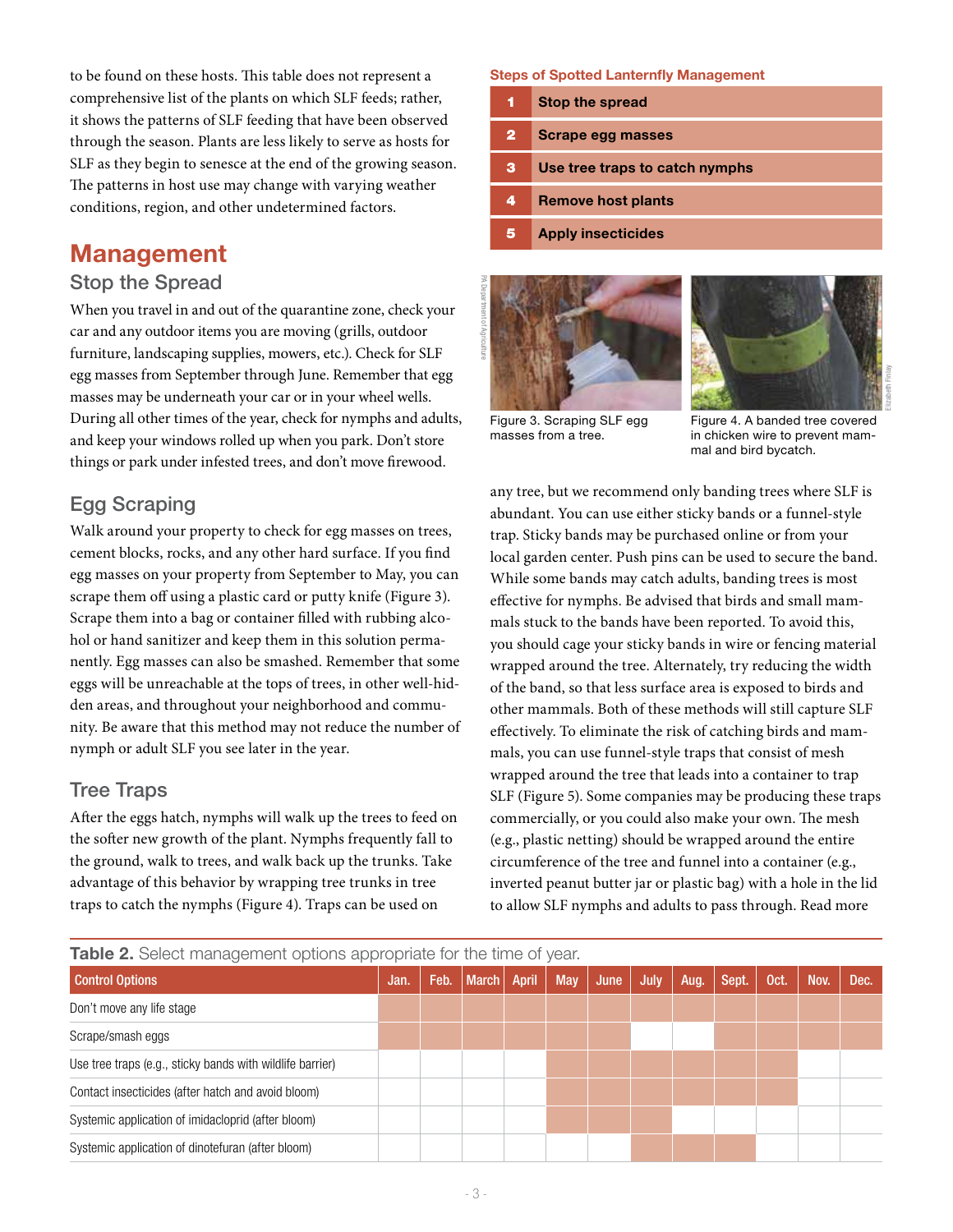to be found on these hosts. This table does not represent a comprehensive list of the plants on which SLF feeds; rather, it shows the patterns of SLF feeding that have been observed through the season. Plants are less likely to serve as hosts for SLF as they begin to senesce at the end of the growing season. The patterns in host use may change with varying weather conditions, region, and other undetermined factors.

## Management

### Stop the Spread

When you travel in and out of the quarantine zone, check your car and any outdoor items you are moving (grills, outdoor furniture, landscaping supplies, mowers, etc.). Check for SLF egg masses from September through June. Remember that egg masses may be underneath your car or in your wheel wells. During all other times of the year, check for nymphs and adults, and keep your windows rolled up when you park. Don't store things or park under infested trees, and don't move firewood.

### Egg Scraping

Walk around your property to check for egg masses on trees, cement blocks, rocks, and any other hard surface. If you find egg masses on your property from September to May, you can scrape them off using a plastic card or putty knife (Figure 3). Scrape them into a bag or container filled with rubbing alcohol or hand sanitizer and keep them in this solution permanently. Egg masses can also be smashed. Remember that some eggs will be unreachable at the tops of trees, in other well-hidden areas, and throughout your neighborhood and community. Be aware that this method may not reduce the number of nymph or adult SLF you see later in the year.

### Tree Traps

After the eggs hatch, nymphs will walk up the trees to feed on the softer new growth of the plant. Nymphs frequently fall to the ground, walk to trees, and walk back up the trunks. Take advantage of this behavior by wrapping tree trunks in tree traps to catch the nymphs (Figure 4). Traps can be used on

**Steps of Spotted Lanternfly Management**

| Step | Action |
|---|---|
| 1 | **Stop the spread** |
| 2 | **Scrape egg masses** |
| 3 | **Use tree traps to catch nymphs** |
| 4 | **Remove host plants** |
| 5 | **Apply insecticides** |

Figure 3. Scraping SLF egg masses from a tree.

Figure 4. A banded tree covered in chicken wire to prevent mammal and bird bycatch.

any tree, but we recommend only banding trees where SLF is abundant. You can use either sticky bands or a funnel-style trap. Sticky bands may be purchased online or from your local garden center. Push pins can be used to secure the band. While some bands may catch adults, banding trees is most effective for nymphs. Be advised that birds and small mammals stuck to the bands have been reported. To avoid this, you should cage your sticky bands in wire or fencing material wrapped around the tree. Alternately, try reducing the width of the band, so that less surface area is exposed to birds and other mammals. Both of these methods will still capture SLF effectively. To eliminate the risk of catching birds and mammals, you can use funnel-style traps that consist of mesh wrapped around the tree that leads into a container to trap SLF (Figure 5). Some companies may be producing these traps commercially, or you could also make your own. The mesh (e.g., plastic netting) should be wrapped around the entire circumference of the tree and funnel into a container (e.g., inverted peanut butter jar or plastic bag) with a hole in the lid to allow SLF nymphs and adults to pass through. Read more

**Table 2.** Select management options appropriate for the time of year.

| Control Options | Jan. | Feb. | March | April | May | June | July | Aug. | Sept. | Oct. | Nov. | Dec. |
|---|---|---|---|---|---|---|---|---|---|---|---|---|
| Don't move any life stage | X | X | X | X | X | X | X | X | X | X | X | X |
| Scrape/smash eggs | X | X | X | X | X | X | | | X | X | X | X |
| Use tree traps (e.g., sticky bands with wildlife barrier) | | | | | X | X | X | X | X | X | | |
| Contact insecticides (after hatch and avoid bloom) | | | | | X | X | X | X | X | X | | |
| Systemic application of imidacloprid (after bloom) | | | | | X | X | | | | | | |
| Systemic application of dinotefuran (after bloom) | | | | | | | X | X | X | | | |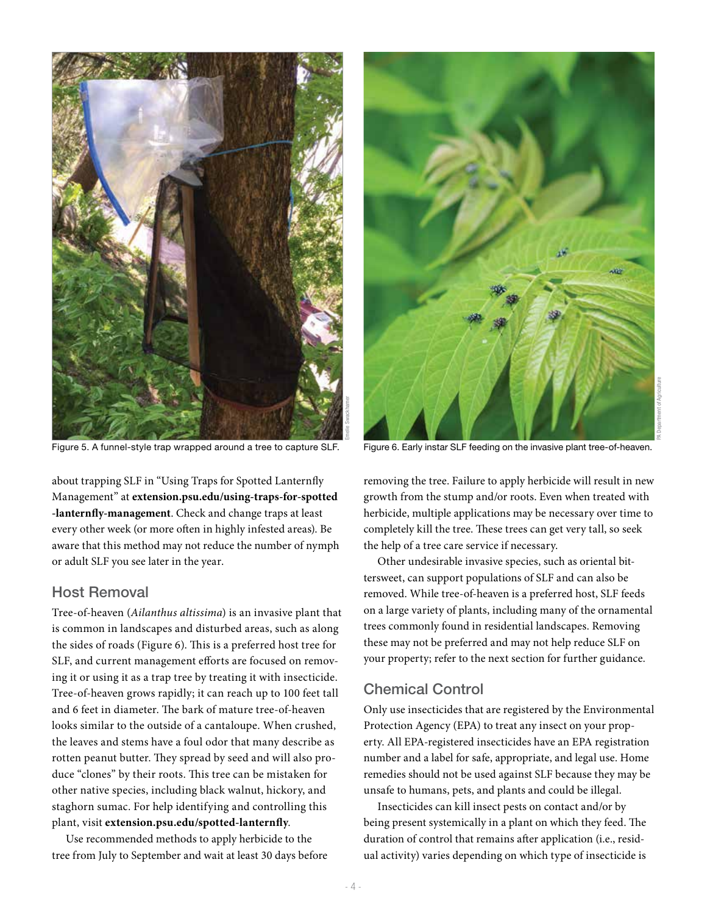Figure 5. A funnel-style trap wrapped around a tree to capture SLF.

Figure 6. Early instar SLF feeding on the invasive plant tree-of-heaven.

about trapping SLF in "Using Traps for Spotted Lanternfly Management" at **extension.psu.edu/using-traps-for-spotted-lanternfly-management**. Check and change traps at least every other week (or more often in highly infested areas). Be aware that this method may not reduce the number of nymph or adult SLF you see later in the year.

## Host Removal

Tree-of-heaven (*Ailanthus altissima*) is an invasive plant that is common in landscapes and disturbed areas, such as along the sides of roads (Figure 6). This is a preferred host tree for SLF, and current management efforts are focused on removing it or using it as a trap tree by treating it with insecticide. Tree-of-heaven grows rapidly; it can reach up to 100 feet tall and 6 feet in diameter. The bark of mature tree-of-heaven looks similar to the outside of a cantaloupe. When crushed, the leaves and stems have a foul odor that many describe as rotten peanut butter. They spread by seed and will also produce "clones" by their roots. This tree can be mistaken for other native species, including black walnut, hickory, and staghorn sumac. For help identifying and controlling this plant, visit **extension.psu.edu/spotted-lanternfly**.

Use recommended methods to apply herbicide to the tree from July to September and wait at least 30 days before removing the tree. Failure to apply herbicide will result in new growth from the stump and/or roots. Even when treated with herbicide, multiple applications may be necessary over time to completely kill the tree. These trees can get very tall, so seek the help of a tree care service if necessary.

Other undesirable invasive species, such as oriental bittersweet, can support populations of SLF and can also be removed. While tree-of-heaven is a preferred host, SLF feeds on a large variety of plants, including many of the ornamental trees commonly found in residential landscapes. Removing these may not be preferred and may not help reduce SLF on your property; refer to the next section for further guidance.

## Chemical Control

Only use insecticides that are registered by the Environmental Protection Agency (EPA) to treat any insect on your property. All EPA-registered insecticides have an EPA registration number and a label for safe, appropriate, and legal use. Home remedies should not be used against SLF because they may be unsafe to humans, pets, and plants and could be illegal.

Insecticides can kill insect pests on contact and/or by being present systemically in a plant on which they feed. The duration of control that remains after application (i.e., residual activity) varies depending on which type of insecticide is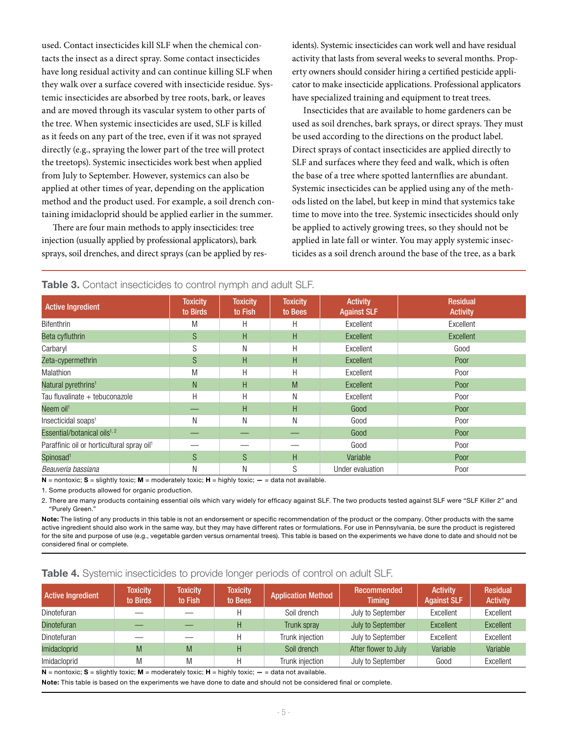used. Contact insecticides kill SLF when the chemical contacts the insect as a direct spray. Some contact insecticides have long residual activity and can continue killing SLF when they walk over a surface covered with insecticide residue. Systemic insecticides are absorbed by tree roots, bark, or leaves and are moved through its vascular system to other parts of the tree. When systemic insecticides are used, SLF is killed as it feeds on any part of the tree, even if it was not sprayed directly (e.g., spraying the lower part of the tree will protect the treetops). Systemic insecticides work best when applied from July to September. However, systemics can also be applied at other times of year, depending on the application method and the product used. For example, a soil drench containing imidacloprid should be applied earlier in the summer.

There are four main methods to apply insecticides: tree injection (usually applied by professional applicators), bark sprays, soil drenches, and direct sprays (can be applied by residents). Systemic insecticides can work well and have residual activity that lasts from several weeks to several months. Property owners should consider hiring a certified pesticide applicator to make insecticide applications. Professional applicators have specialized training and equipment to treat trees.

Insecticides that are available to home gardeners can be used as soil drenches, bark sprays, or direct sprays. They must be used according to the directions on the product label. Direct sprays of contact insecticides are applied directly to SLF and surfaces where they feed and walk, which is often the base of a tree where spotted lanternflies are abundant. Systemic insecticides can be applied using any of the methods listed on the label, but keep in mind that systemics take time to move into the tree. Systemic insecticides should only be applied to actively growing trees, so they should not be applied in late fall or winter. You may apply systemic insecticides as a soil drench around the base of the tree, as a bark

**Table 3.** Contact insecticides to control nymph and adult SLF.

| Active Ingredient | Toxicity to Birds | Toxicity to Fish | Toxicity to Bees | Activity Against SLF | Residual Activity |
|---|---|---|---|---|---|
| Bifenthrin | M | H | H | Excellent | Excellent |
| Beta cyfluthrin | S | H | H | Excellent | Excellent |
| Carbaryl | S | N | H | Excellent | Good |
| Zeta-cypermethrin | S | H | H | Excellent | Poor |
| Malathion | M | H | H | Excellent | Poor |
| Natural pyrethrins[1] | N | H | M | Excellent | Poor |
| Tau fluvalinate + tebuconazole | H | H | N | Excellent | Poor |
| Neem oil[1] | — | H | H | Good | Poor |
| Insecticidal soaps[1] | N | N | N | Good | Poor |
| Essential/botanical oils[1, 2] | — | — | — | Good | Poor |
| Paraffinic oil or horticultural spray oil[1] | — | — | — | Good | Poor |
| Spinosad[1] | S | S | H | Variable | Poor |
| *Beauveria bassiana* | N | N | S | Under evaluation | Poor |

**N** = nontoxic; **S** = slightly toxic; **M** = moderately toxic; **H** = highly toxic; **—** = data not available.

1. Some products allowed for organic production.

2. There are many products containing essential oils which vary widely for efficacy against SLF. The two products tested against SLF were "SLF Killer 2" and "Purely Green."

**Note:** The listing of any products in this table is not an endorsement or specific recommendation of the product or the company. Other products with the same active ingredient should also work in the same way, but they may have different rates or formulations. For use in Pennsylvania, be sure the product is registered for the site and purpose of use (e.g., vegetable garden versus ornamental trees). This table is based on the experiments we have done to date and should not be considered final or complete.

**Table 4.** Systemic insecticides to provide longer periods of control on adult SLF.

| Active Ingredient | Toxicity to Birds | Toxicity to Fish | Toxicity to Bees | Application Method | Recommended Timing | Activity Against SLF | Residual Activity |
|---|---|---|---|---|---|---|---|
| Dinotefuran | — | — | H | Soil drench | July to September | Excellent | Excellent |
| Dinotefuran | — | — | H | Trunk spray | July to September | Excellent | Excellent |
| Dinotefuran | — | — | H | Trunk injection | July to September | Excellent | Excellent |
| Imidacloprid | M | M | H | Soil drench | After flower to July | Variable | Variable |
| Imidacloprid | M | M | H | Trunk injection | July to September | Good | Excellent |

**N** = nontoxic; **S** = slightly toxic; **M** = moderately toxic; **H** = highly toxic; **—** = data not available.

**Note:** This table is based on the experiments we have done to date and should not be considered final or complete.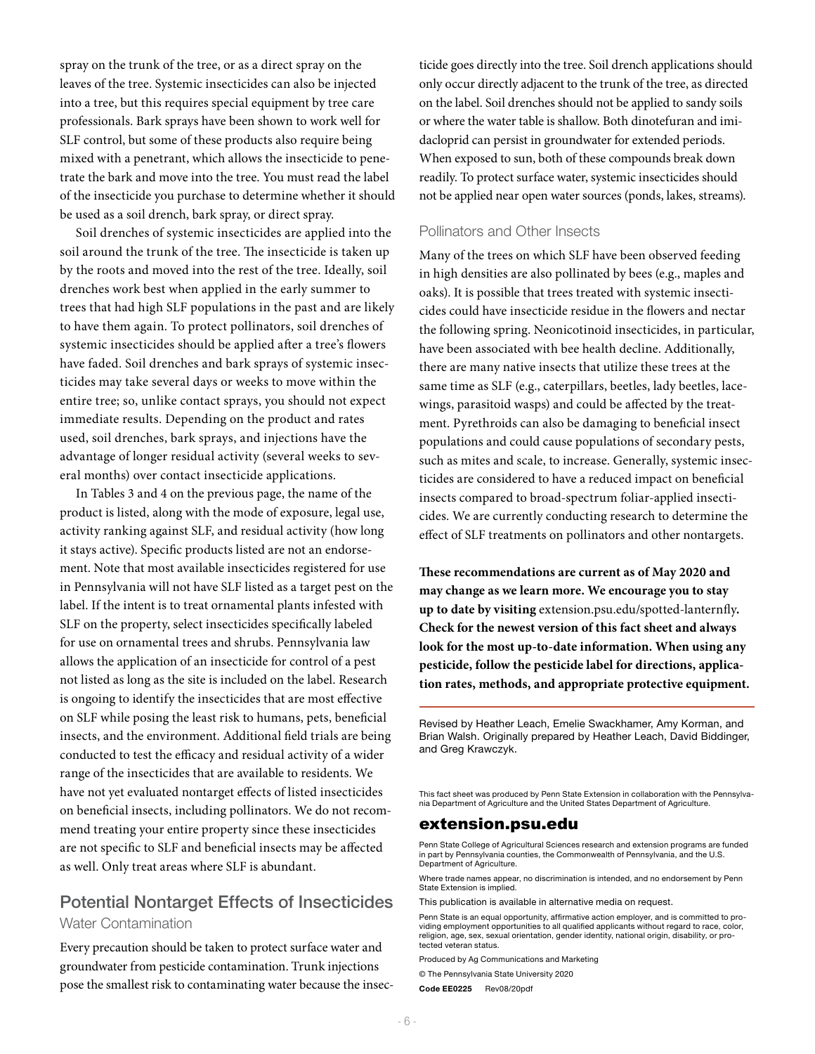spray on the trunk of the tree, or as a direct spray on the leaves of the tree. Systemic insecticides can also be injected into a tree, but this requires special equipment by tree care professionals. Bark sprays have been shown to work well for SLF control, but some of these products also require being mixed with a penetrant, which allows the insecticide to penetrate the bark and move into the tree. You must read the label of the insecticide you purchase to determine whether it should be used as a soil drench, bark spray, or direct spray.

Soil drenches of systemic insecticides are applied into the soil around the trunk of the tree. The insecticide is taken up by the roots and moved into the rest of the tree. Ideally, soil drenches work best when applied in the early summer to trees that had high SLF populations in the past and are likely to have them again. To protect pollinators, soil drenches of systemic insecticides should be applied after a tree's flowers have faded. Soil drenches and bark sprays of systemic insecticides may take several days or weeks to move within the entire tree; so, unlike contact sprays, you should not expect immediate results. Depending on the product and rates used, soil drenches, bark sprays, and injections have the advantage of longer residual activity (several weeks to several months) over contact insecticide applications.

In Tables 3 and 4 on the previous page, the name of the product is listed, along with the mode of exposure, legal use, activity ranking against SLF, and residual activity (how long it stays active). Specific products listed are not an endorsement. Note that most available insecticides registered for use in Pennsylvania will not have SLF listed as a target pest on the label. If the intent is to treat ornamental plants infested with SLF on the property, select insecticides specifically labeled for use on ornamental trees and shrubs. Pennsylvania law allows the application of an insecticide for control of a pest not listed as long as the site is included on the label. Research is ongoing to identify the insecticides that are most effective on SLF while posing the least risk to humans, pets, beneficial insects, and the environment. Additional field trials are being conducted to test the efficacy and residual activity of a wider range of the insecticides that are available to residents. We have not yet evaluated nontarget effects of listed insecticides on beneficial insects, including pollinators. We do not recommend treating your entire property since these insecticides are not specific to SLF and beneficial insects may be affected as well. Only treat areas where SLF is abundant.

## Potential Nontarget Effects of Insecticides

### Water Contamination

Every precaution should be taken to protect surface water and groundwater from pesticide contamination. Trunk injections pose the smallest risk to contaminating water because the insecticide goes directly into the tree. Soil drench applications should only occur directly adjacent to the trunk of the tree, as directed on the label. Soil drenches should not be applied to sandy soils or where the water table is shallow. Both dinotefuran and imidacloprid can persist in groundwater for extended periods. When exposed to sun, both of these compounds break down readily. To protect surface water, systemic insecticides should not be applied near open water sources (ponds, lakes, streams).

### Pollinators and Other Insects

Many of the trees on which SLF have been observed feeding in high densities are also pollinated by bees (e.g., maples and oaks). It is possible that trees treated with systemic insecticides could have insecticide residue in the flowers and nectar the following spring. Neonicotinoid insecticides, in particular, have been associated with bee health decline. Additionally, there are many native insects that utilize these trees at the same time as SLF (e.g., caterpillars, beetles, lady beetles, lacewings, parasitoid wasps) and could be affected by the treatment. Pyrethroids can also be damaging to beneficial insect populations and could cause populations of secondary pests, such as mites and scale, to increase. Generally, systemic insecticides are considered to have a reduced impact on beneficial insects compared to broad-spectrum foliar-applied insecticides. We are currently conducting research to determine the effect of SLF treatments on pollinators and other nontargets.

**These recommendations are current as of May 2020 and may change as we learn more. We encourage you to stay up to date by visiting** extension.psu.edu/spotted-lanternfly**. Check for the newest version of this fact sheet and always look for the most up-to-date information. When using any pesticide, follow the pesticide label for directions, application rates, methods, and appropriate protective equipment.**

---

Revised by Heather Leach, Emelie Swackhamer, Amy Korman, and Brian Walsh. Originally prepared by Heather Leach, David Biddinger, and Greg Krawczyk.

This fact sheet was produced by Penn State Extension in collaboration with the Pennsylvania Department of Agriculture and the United States Department of Agriculture.

**extension.psu.edu**

Penn State College of Agricultural Sciences research and extension programs are funded in part by Pennsylvania counties, the Commonwealth of Pennsylvania, and the U.S. Department of Agriculture.

Where trade names appear, no discrimination is intended, and no endorsement by Penn State Extension is implied.

This publication is available in alternative media on request.

Penn State is an equal opportunity, affirmative action employer, and is committed to providing employment opportunities to all qualified applicants without regard to race, color, religion, age, sex, sexual orientation, gender identity, national origin, disability, or protected veteran status.

Produced by Ag Communications and Marketing

© The Pennsylvania State University 2020

**Code EE0225** Rev08/20pdf